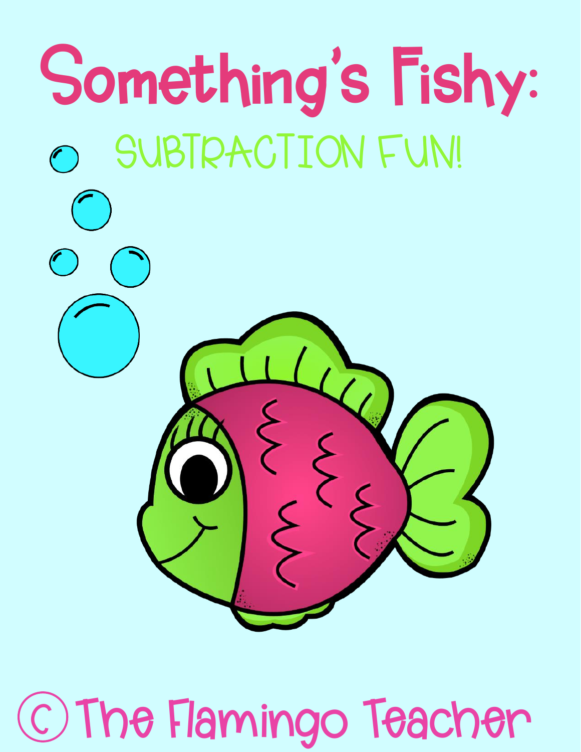# Something's Fishy:

## SUBTRACTION FUN!

© The Flamingo Teacher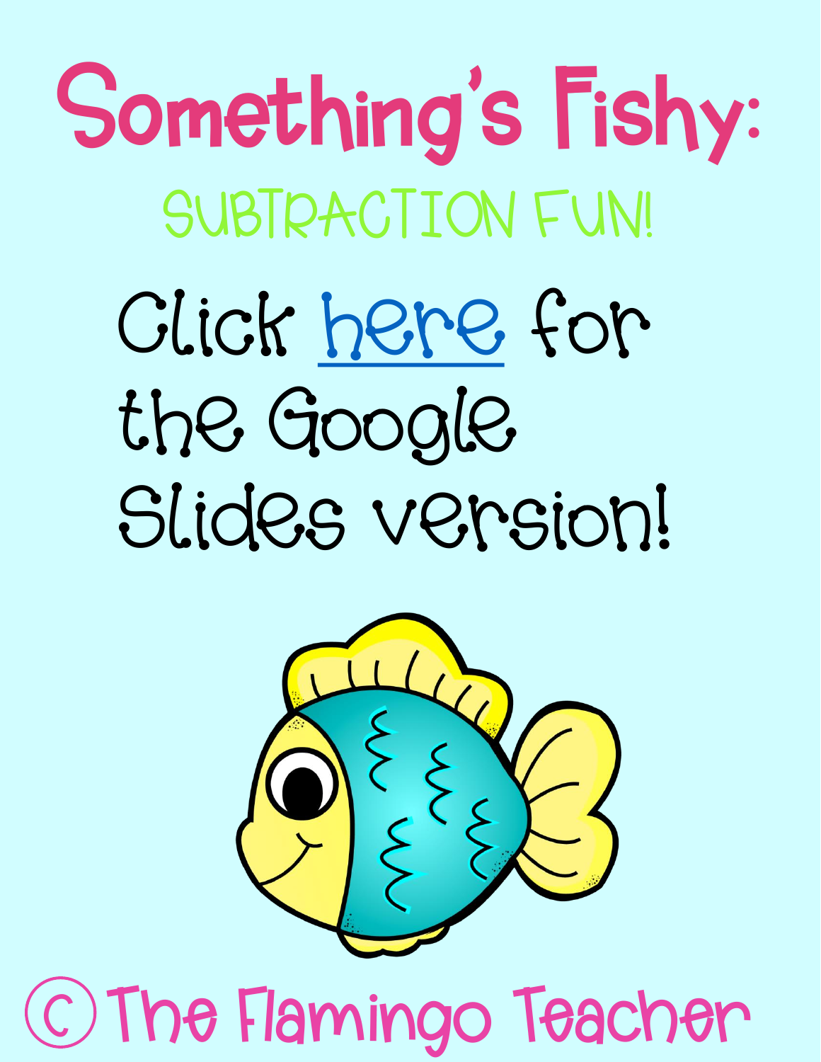# Something's Fishy:

## SUBTRACTION FUN!

Click here for the Google Slides version!

© The Flamingo Teacher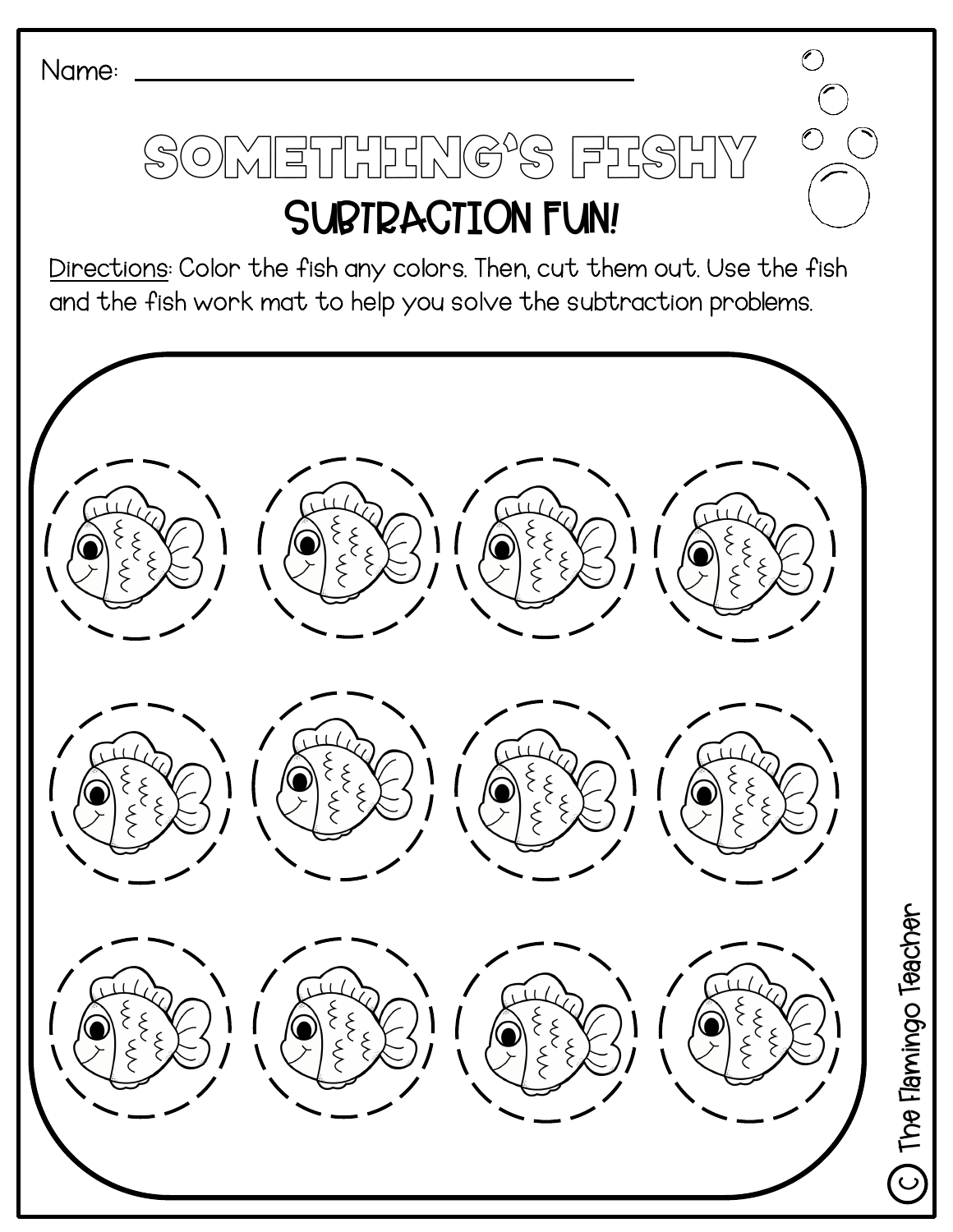Name: ______________________________

# SOMETHING'S FISHY

## SUBTRACTION FUN!

Directions: Color the fish any colors. Then, cut them out. Use the fish and the fish work mat to help you solve the subtraction problems.

© The Flamingo Teacher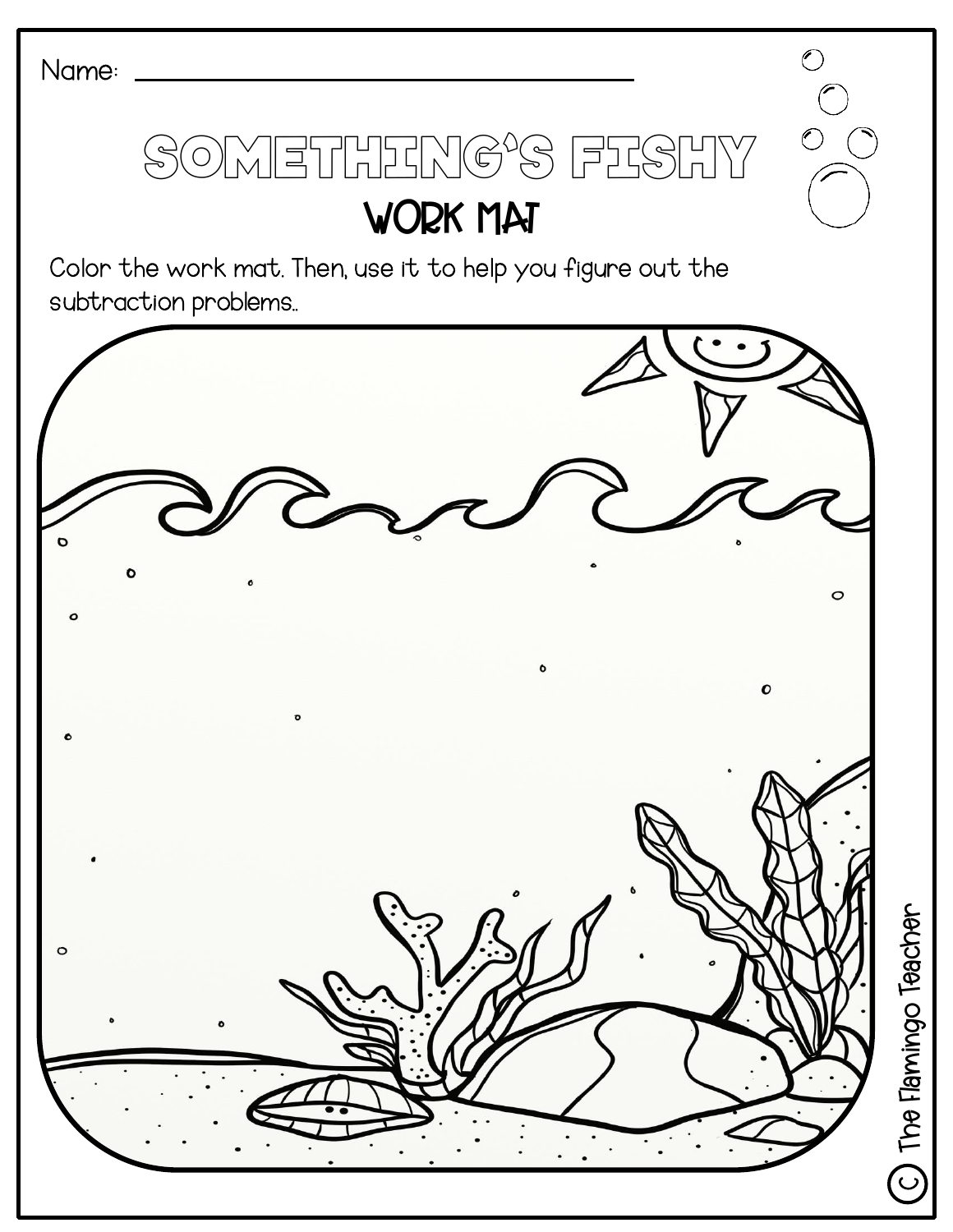Name: ______________________________

# SOMETHING'S FISHY

## WORK MAT

Color the work mat. Then, use it to help you figure out the subtraction problems..

© The Flamingo Teacher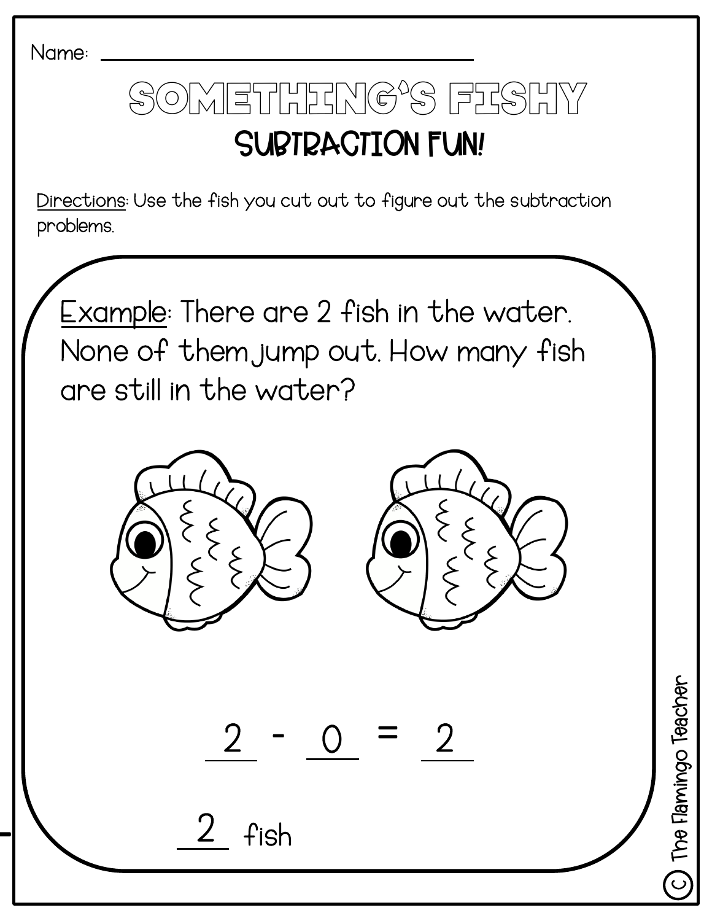Name: ______________________________

# SOMETHING'S FISHY

## SUBTRACTION FUN!

Directions: Use the fish you cut out to figure out the subtraction problems.

Example: There are 2 fish in the water. None of them jump out. How many fish are still in the water?

$2 - 0 = 2$

2 fish

© The Flamingo Teacher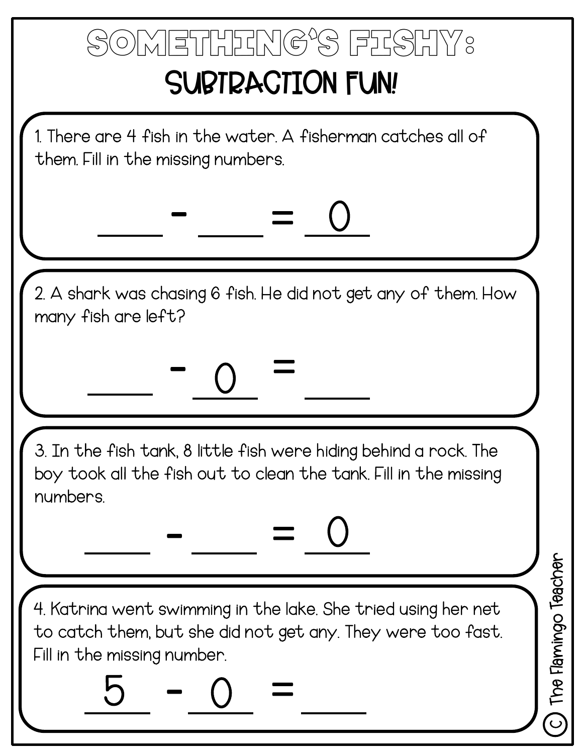# SOMETHING'S FISHY:

## SUBTRACTION FUN!

1. There are 4 fish in the water. A fisherman catches all of them. Fill in the missing numbers.

$\_\_\_\_ - \_\_\_\_ = 0$

2. A shark was chasing 6 fish. He did not get any of them. How many fish are left?

$\_\_\_\_ - 0 = \_\_\_\_$

3. In the fish tank, 8 little fish were hiding behind a rock. The boy took all the fish out to clean the tank. Fill in the missing numbers.

$\_\_\_\_ - \_\_\_\_ = 0$

4. Katrina went swimming in the lake. She tried using her net to catch them, but she did not get any. They were too fast. Fill in the missing number.

$5 - 0 = \_\_\_\_$

© The Flamingo Teacher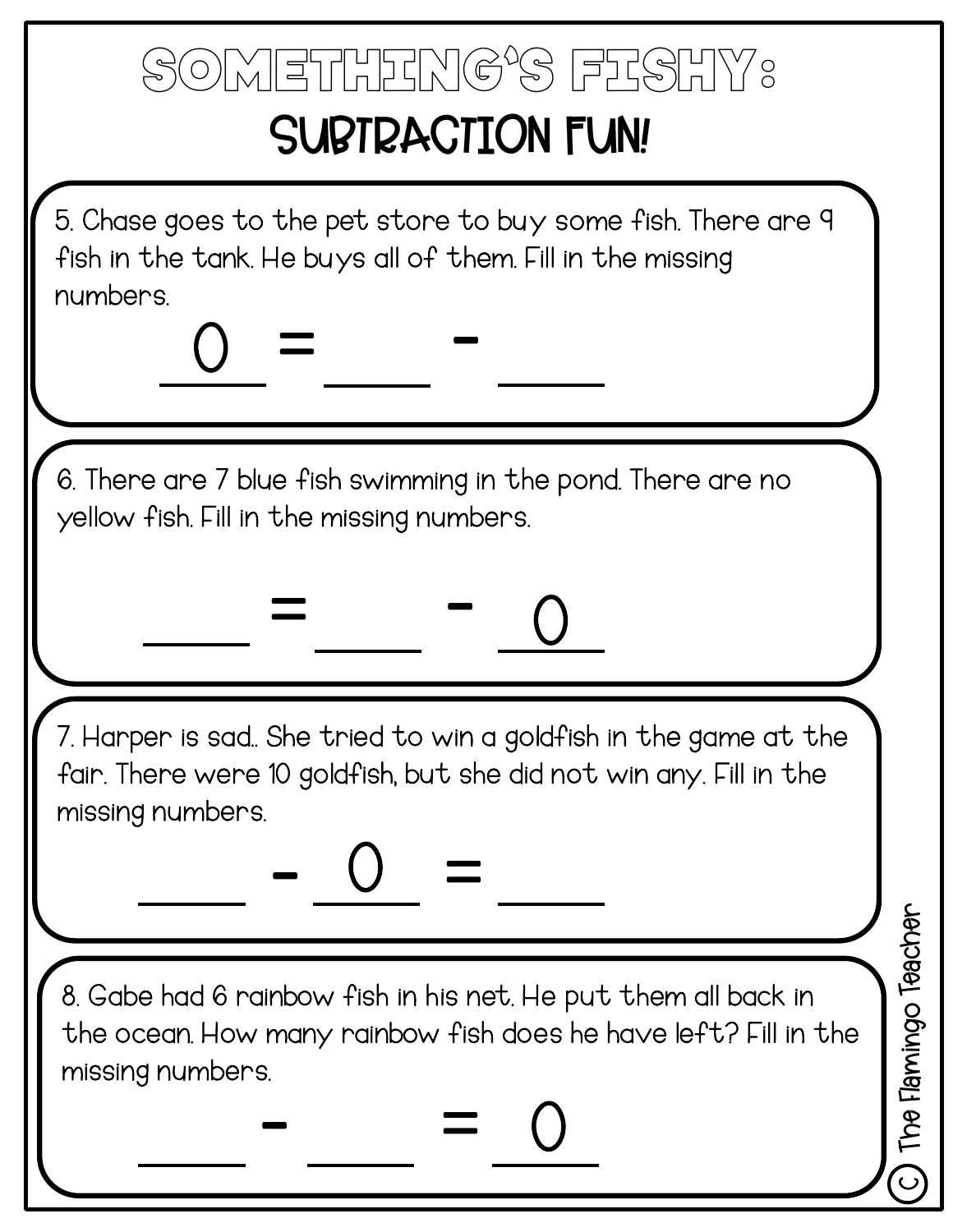# SOMETHING'S FISHY:

## SUBTRACTION FUN!

5. Chase goes to the pet store to buy some fish. There are 9 fish in the tank. He buys all of them. Fill in the missing numbers.

$0 = \_\_\_\_ - \_\_\_\_$

6. There are 7 blue fish swimming in the pond. There are no yellow fish. Fill in the missing numbers.

$\_\_\_\_ = \_\_\_\_ - 0$

7. Harper is sad.. She tried to win a goldfish in the game at the fair. There were 10 goldfish, but she did not win any. Fill in the missing numbers.

$\_\_\_\_ - 0 = \_\_\_\_$

8. Gabe had 6 rainbow fish in his net. He put them all back in the ocean. How many rainbow fish does he have left? Fill in the missing numbers.

$\_\_\_\_ - \_\_\_\_ = 0$

© The Flamingo Teacher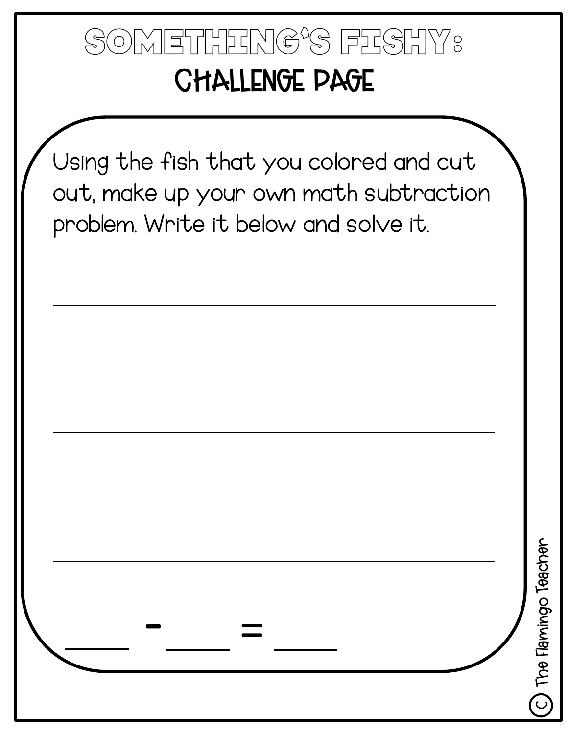# SOMETHING'S FISHY:

## CHALLENGE PAGE

Using the fish that you colored and cut out, make up your own math subtraction problem. Write it below and solve it.

\_\_\_\_\_\_\_\_\_\_\_\_\_\_\_\_\_\_\_\_\_\_\_\_\_\_\_\_\_\_\_\_\_\_\_\_\_\_\_\_

\_\_\_\_\_\_\_\_\_\_\_\_\_\_\_\_\_\_\_\_\_\_\_\_\_\_\_\_\_\_\_\_\_\_\_\_\_\_\_\_

\_\_\_\_\_\_\_\_\_\_\_\_\_\_\_\_\_\_\_\_\_\_\_\_\_\_\_\_\_\_\_\_\_\_\_\_\_\_\_\_

\_\_\_\_\_\_\_\_\_\_\_\_\_\_\_\_\_\_\_\_\_\_\_\_\_\_\_\_\_\_\_\_\_\_\_\_\_\_\_\_

\_\_\_\_\_\_\_\_\_\_\_\_\_\_\_\_\_\_\_\_\_\_\_\_\_\_\_\_\_\_\_\_\_\_\_\_\_\_\_\_

\_\_\_\_ - \_\_\_\_ = \_\_\_\_

© The Flamingo Teacher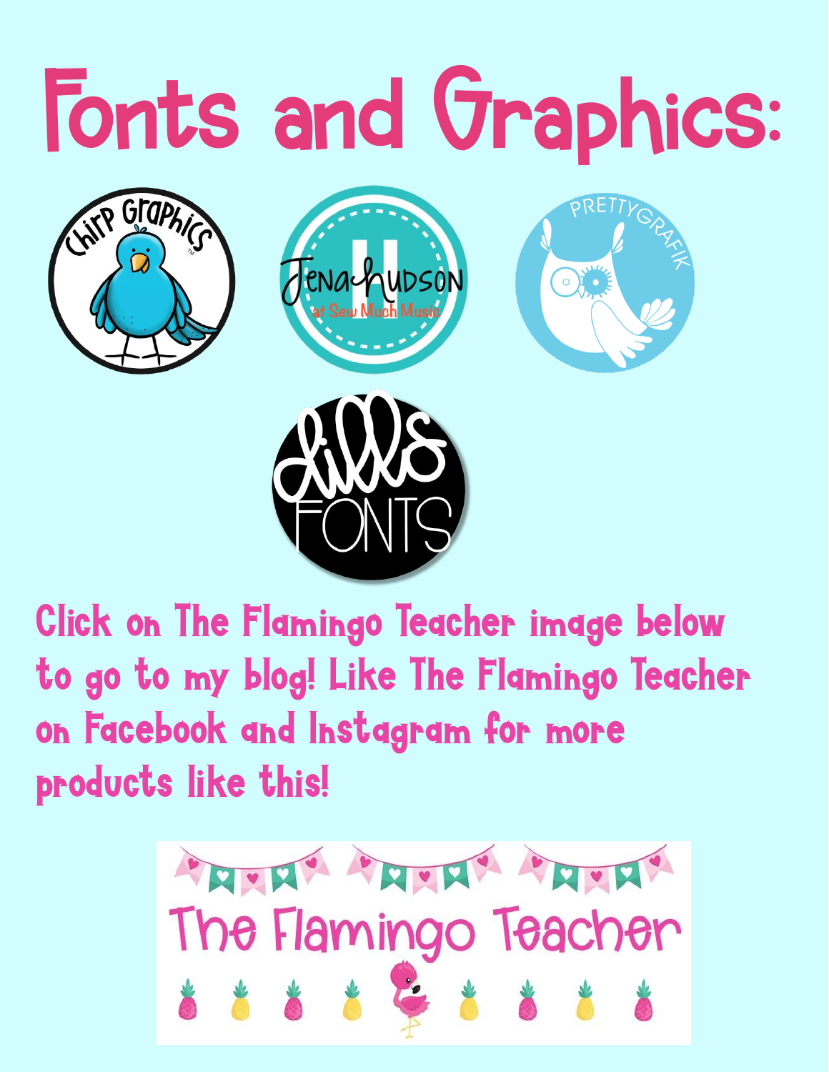# Fonts and Graphics:

Click on The Flamingo Teacher image below to go to my blog! Like The Flamingo Teacher on Facebook and Instagram for more products like this!